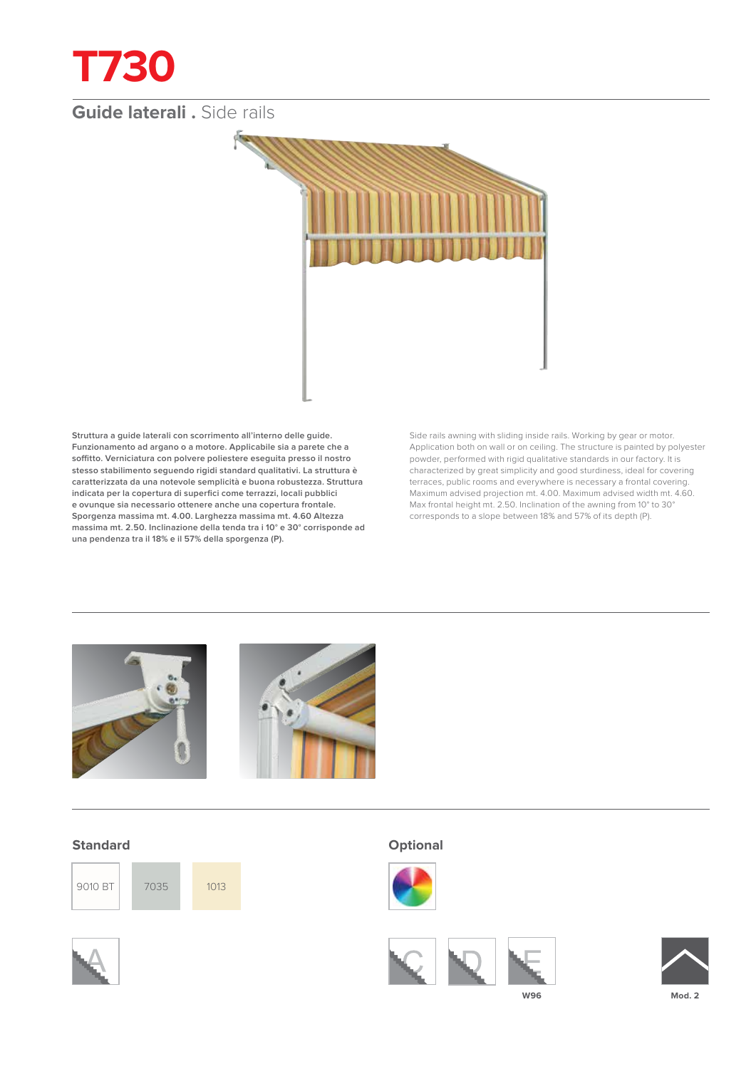# T730

## Guide laterali . Side rails

Struttura a guide laterali con scorrimento all'interno delle guide. Funzionamento ad argano o a motore. Applicabile sia a parete che a soffitto. Verniciatura con polvere poliestere eseguita presso il nostro stesso stabilimento seguendo rigidi standard qualitativi. La struttura è caratterizzata da una notevole semplicità e buona robustezza. Struttura indicata per la copertura di superfici come terrazzi, locali pubblici e ovunque sia necessario ottenere anche una copertura frontale. Sporgenza massima mt. 4.00. Larghezza massima mt. 4.60 Altezza massima mt. 2.50. Inclinazione della tenda tra i 10° e 30° corrisponde ad una pendenza tra il 18% e il 57% della sporgenza (P).

Side rails awning with sliding inside rails. Working by gear or motor. Application both on wall or on ceiling. The structure is painted by polyester powder, performed with rigid qualitative standards in our factory. It is characterized by great simplicity and good sturdiness, ideal for covering terraces, public rooms and everywhere is necessary a frontal covering. Maximum advised projection mt. 4.00. Maximum advised width mt. 4.60. Max frontal height mt. 2.50. Inclination of the awning from 10° to 30° corresponds to a slope between 18% and 57% of its depth (P).

### Standard

9010 BT

7035

1013

A

### Optional

C

D

E

W96

Mod. 2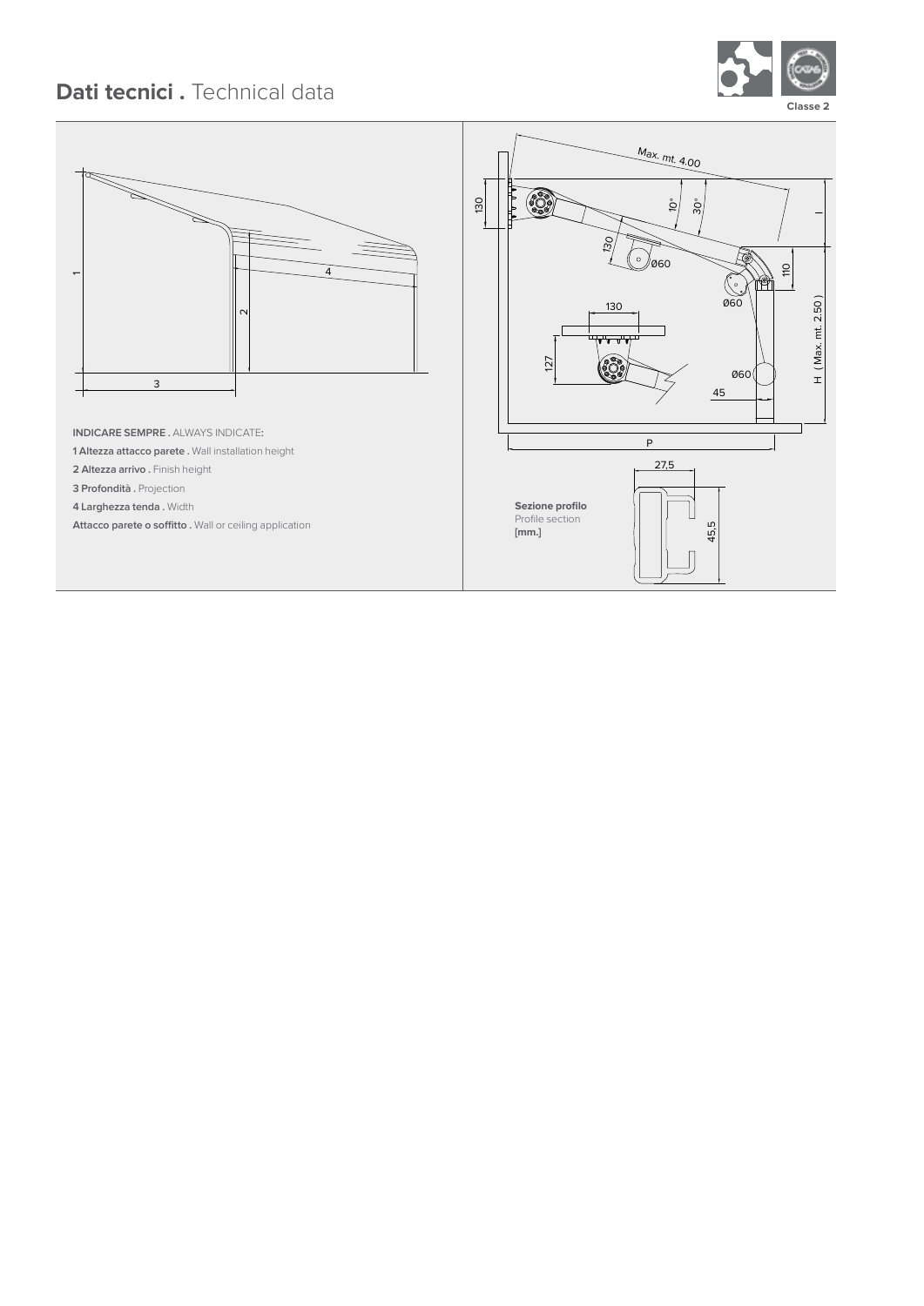# Dati tecnici . Technical data

Classe 2

1

2

3

4

**INDICARE SEMPRE .** ALWAYS INDICATE**:**

**1 Altezza attacco parete .** Wall installation height

**2 Altezza arrivo .** Finish height

**3 Profondità .** Projection

**4 Larghezza tenda .** Width

**Attacco parete o soffitto .** Wall or ceiling application

Max. mt. 4.00

130

10°

30°

I

130

Ø60

110

Ø60

130

H ( Max. mt. 2.50 )

127

Ø60

45

P

27,5

**Sezione profilo**
Profile section
**[mm.]**

45,5